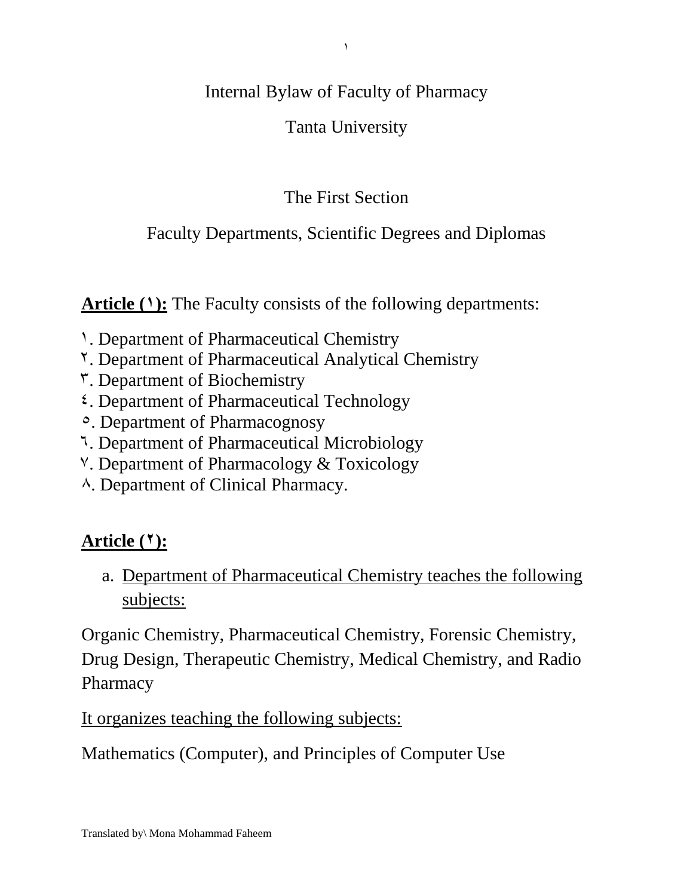# Internal Bylaw of Faculty of Pharmacy

# Tanta University

## The First Section

## Faculty Departments, Scientific Degrees and Diplomas

**Article (١):** The Faculty consists of the following departments:

١. Department of Pharmaceutical Chemistry
٢. Department of Pharmaceutical Analytical Chemistry
٣. Department of Biochemistry
٤. Department of Pharmaceutical Technology
٥. Department of Pharmacognosy
٦. Department of Pharmaceutical Microbiology
٧. Department of Pharmacology & Toxicology
٨. Department of Clinical Pharmacy.

**Article (٢):**

a. Department of Pharmaceutical Chemistry teaches the following subjects:

Organic Chemistry, Pharmaceutical Chemistry, Forensic Chemistry, Drug Design, Therapeutic Chemistry, Medical Chemistry, and Radio Pharmacy

It organizes teaching the following subjects:

Mathematics (Computer), and Principles of Computer Use

Translated by\ Mona Mohammad Faheem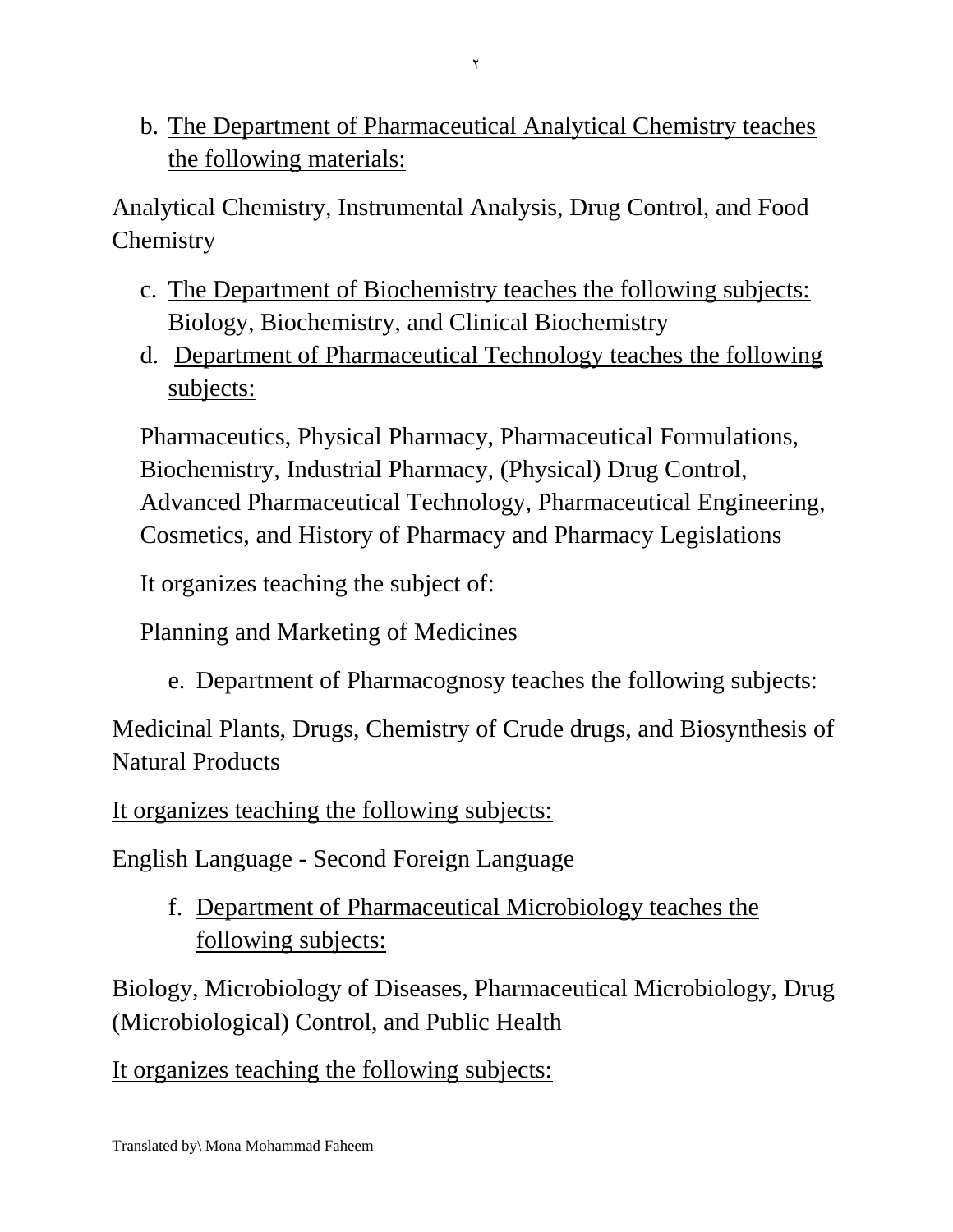b. <u>The Department of Pharmaceutical Analytical Chemistry teaches the following materials:</u>

Analytical Chemistry, Instrumental Analysis, Drug Control, and Food Chemistry

c. <u>The Department of Biochemistry teaches the following subjects:</u> Biology, Biochemistry, and Clinical Biochemistry

d. <u>Department of Pharmaceutical Technology teaches the following subjects:</u>

Pharmaceutics, Physical Pharmacy, Pharmaceutical Formulations, Biochemistry, Industrial Pharmacy, (Physical) Drug Control, Advanced Pharmaceutical Technology, Pharmaceutical Engineering, Cosmetics, and History of Pharmacy and Pharmacy Legislations

<u>It organizes teaching the subject of:</u>

Planning and Marketing of Medicines

e. <u>Department of Pharmacognosy teaches the following subjects:</u>

Medicinal Plants, Drugs, Chemistry of Crude drugs, and Biosynthesis of Natural Products

<u>It organizes teaching the following subjects:</u>

English Language - Second Foreign Language

f. <u>Department of Pharmaceutical Microbiology teaches the following subjects:</u>

Biology, Microbiology of Diseases, Pharmaceutical Microbiology, Drug (Microbiological) Control, and Public Health

<u>It organizes teaching the following subjects:</u>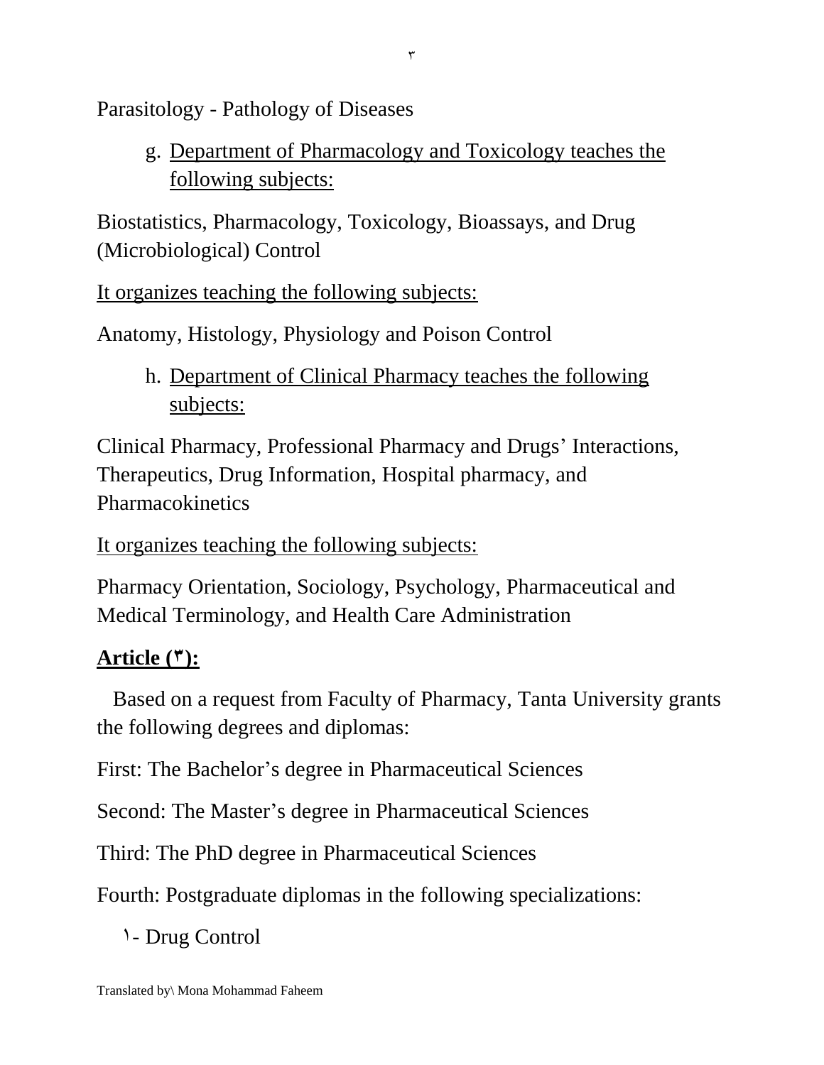Parasitology - Pathology of Diseases

g. Department of Pharmacology and Toxicology teaches the following subjects:

Biostatistics, Pharmacology, Toxicology, Bioassays, and Drug (Microbiological) Control

It organizes teaching the following subjects:

Anatomy, Histology, Physiology and Poison Control

h. Department of Clinical Pharmacy teaches the following subjects:

Clinical Pharmacy, Professional Pharmacy and Drugs' Interactions, Therapeutics, Drug Information, Hospital pharmacy, and Pharmacokinetics

It organizes teaching the following subjects:

Pharmacy Orientation, Sociology, Psychology, Pharmaceutical and Medical Terminology, and Health Care Administration

## Article (٣):

Based on a request from Faculty of Pharmacy, Tanta University grants the following degrees and diplomas:

First: The Bachelor's degree in Pharmaceutical Sciences

Second: The Master's degree in Pharmaceutical Sciences

Third: The PhD degree in Pharmaceutical Sciences

Fourth: Postgraduate diplomas in the following specializations:

١- Drug Control

Translated by\ Mona Mohammad Faheem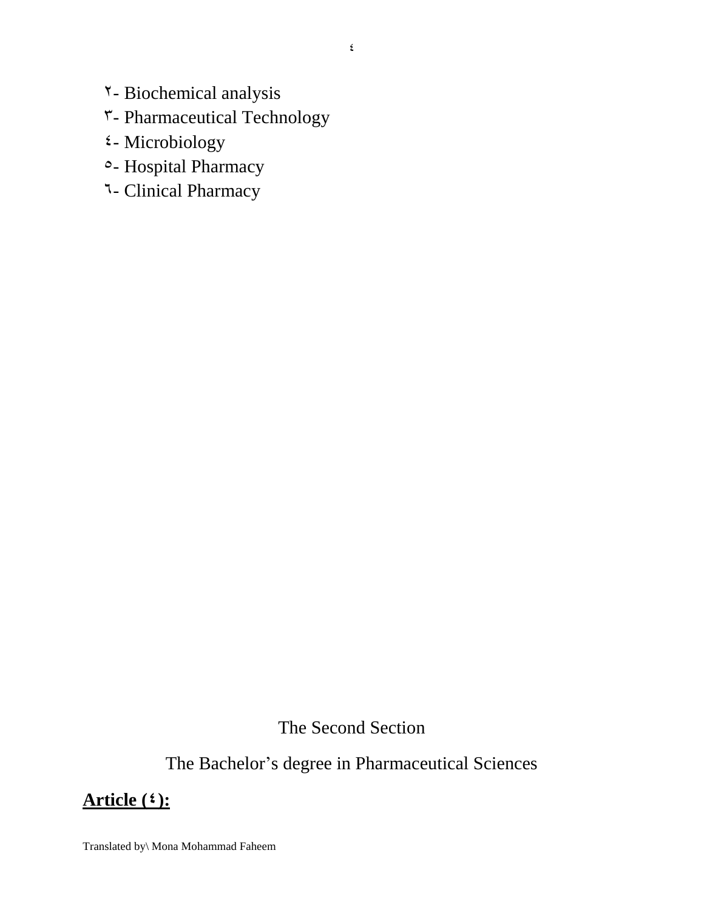٢- Biochemical analysis

٣- Pharmaceutical Technology

٤- Microbiology

٥- Hospital Pharmacy

٦- Clinical Pharmacy

## The Second Section

## The Bachelor's degree in Pharmaceutical Sciences

**Article (٤):**

Translated by\ Mona Mohammad Faheem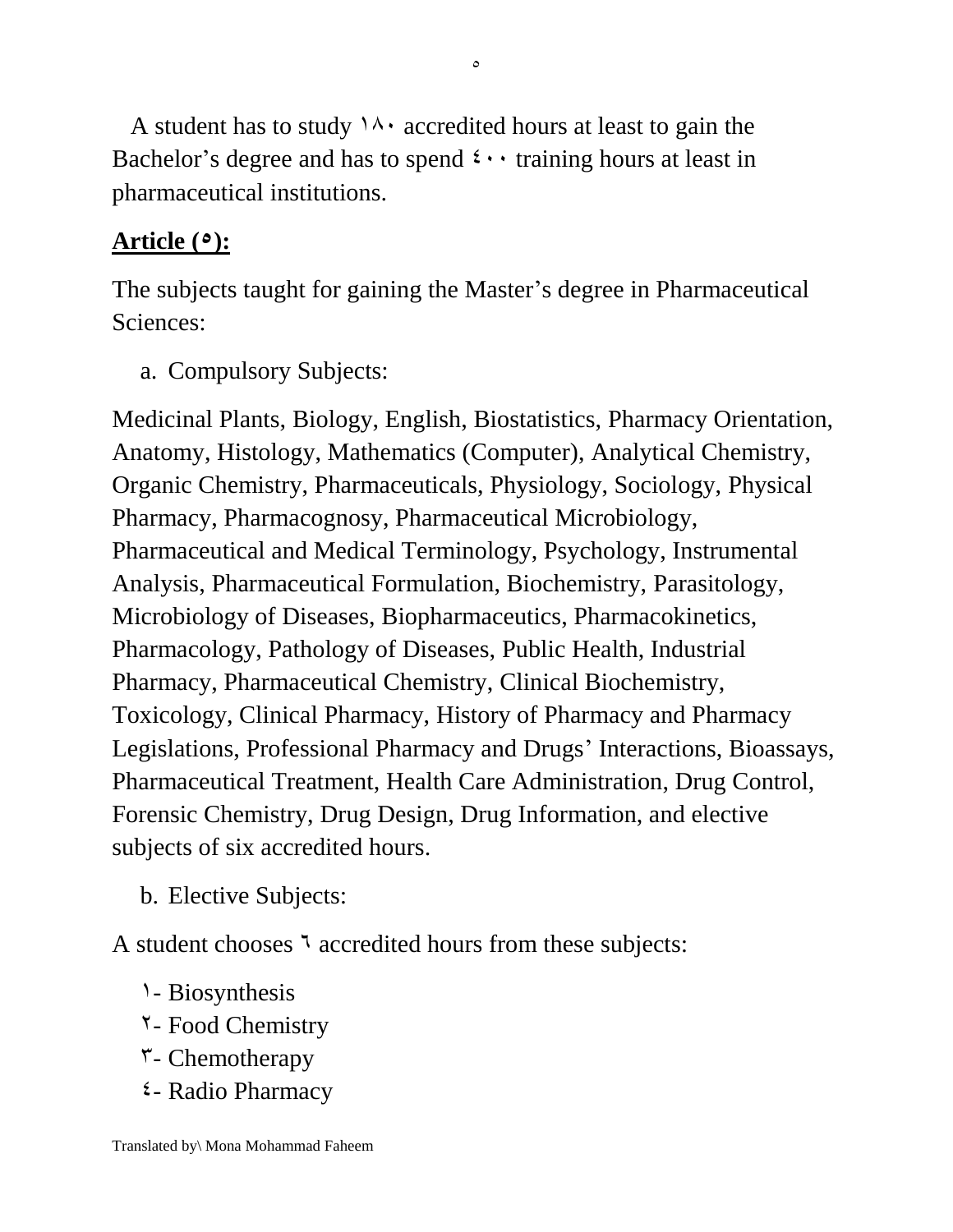A student has to study ١٨٠ accredited hours at least to gain the Bachelor's degree and has to spend ٤٠٠ training hours at least in pharmaceutical institutions.

## Article (٥):

The subjects taught for gaining the Master's degree in Pharmaceutical Sciences:

a. Compulsory Subjects:

Medicinal Plants, Biology, English, Biostatistics, Pharmacy Orientation, Anatomy, Histology, Mathematics (Computer), Analytical Chemistry, Organic Chemistry, Pharmaceuticals, Physiology, Sociology, Physical Pharmacy, Pharmacognosy, Pharmaceutical Microbiology, Pharmaceutical and Medical Terminology, Psychology, Instrumental Analysis, Pharmaceutical Formulation, Biochemistry, Parasitology, Microbiology of Diseases, Biopharmaceutics, Pharmacokinetics, Pharmacology, Pathology of Diseases, Public Health, Industrial Pharmacy, Pharmaceutical Chemistry, Clinical Biochemistry, Toxicology, Clinical Pharmacy, History of Pharmacy and Pharmacy Legislations, Professional Pharmacy and Drugs' Interactions, Bioassays, Pharmaceutical Treatment, Health Care Administration, Drug Control, Forensic Chemistry, Drug Design, Drug Information, and elective subjects of six accredited hours.

b. Elective Subjects:

A student chooses ٦ accredited hours from these subjects:

١- Biosynthesis
٢- Food Chemistry
٣- Chemotherapy
٤- Radio Pharmacy

Translated by\ Mona Mohammad Faheem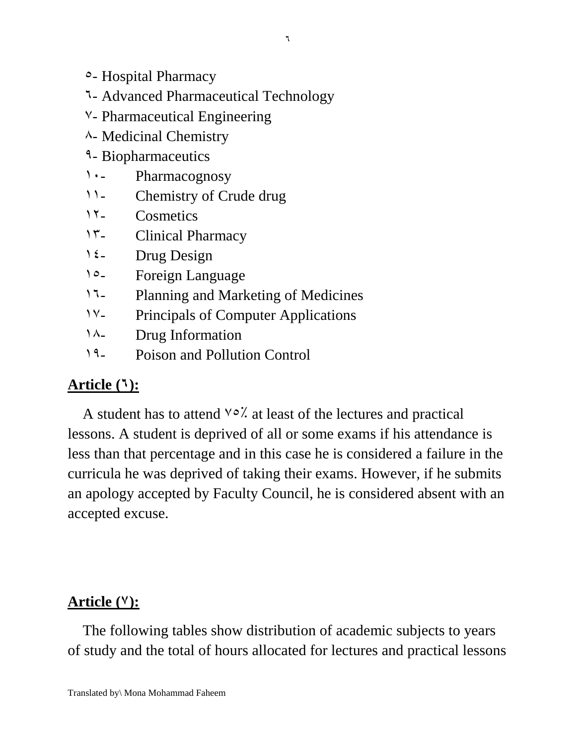٥- Hospital Pharmacy
٦- Advanced Pharmaceutical Technology
٧- Pharmaceutical Engineering
٨- Medicinal Chemistry
٩- Biopharmaceutics
١٠- Pharmacognosy
١١- Chemistry of Crude drug
١٢- Cosmetics
١٣- Clinical Pharmacy
١٤- Drug Design
١٥- Foreign Language
١٦- Planning and Marketing of Medicines
١٧- Principals of Computer Applications
١٨- Drug Information
١٩- Poison and Pollution Control

**Article (٦):**

A student has to attend ٧٥٪ at least of the lectures and practical lessons. A student is deprived of all or some exams if his attendance is less than that percentage and in this case he is considered a failure in the curricula he was deprived of taking their exams. However, if he submits an apology accepted by Faculty Council, he is considered absent with an accepted excuse.

**Article (٧):**

The following tables show distribution of academic subjects to years of study and the total of hours allocated for lectures and practical lessons

Translated by\ Mona Mohammad Faheem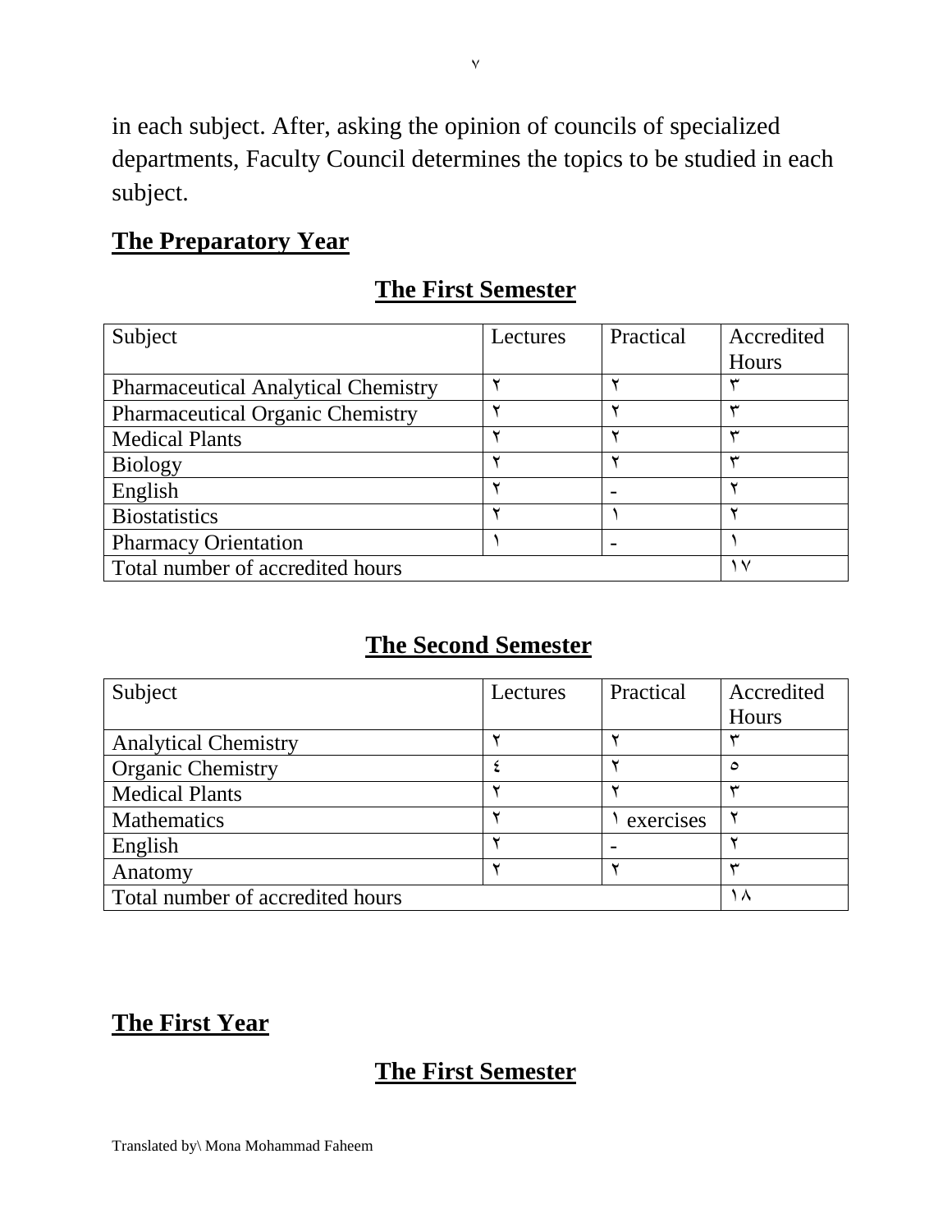in each subject. After, asking the opinion of councils of specialized departments, Faculty Council determines the topics to be studied in each subject.

## The Preparatory Year

### The First Semester

| Subject | Lectures | Practical | Accredited Hours |
| --- | --- | --- | --- |
| Pharmaceutical Analytical Chemistry | ٢ | ٢ | ٣ |
| Pharmaceutical Organic Chemistry | ٢ | ٢ | ٣ |
| Medical Plants | ٢ | ٢ | ٣ |
| Biology | ٢ | ٢ | ٣ |
| English | ٢ | - | ٢ |
| Biostatistics | ٢ | ١ | ٢ |
| Pharmacy Orientation | ١ | - | ١ |
| Total number of accredited hours | | | ١٧ |

### The Second Semester

| Subject | Lectures | Practical | Accredited Hours |
| --- | --- | --- | --- |
| Analytical Chemistry | ٢ | ٢ | ٣ |
| Organic Chemistry | ٤ | ٢ | ٥ |
| Medical Plants | ٢ | ٢ | ٣ |
| Mathematics | ٢ | ١ exercises | ٢ |
| English | ٢ | - | ٢ |
| Anatomy | ٢ | ٢ | ٣ |
| Total number of accredited hours | | | ١٨ |

## The First Year

### The First Semester

Translated by\ Mona Mohammad Faheem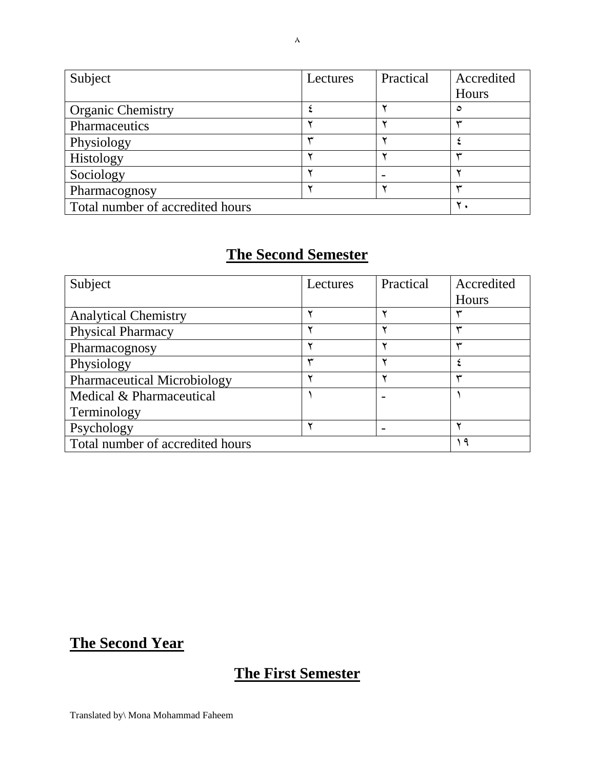| Subject | Lectures | Practical | Accredited Hours |
|---|---|---|---|
| Organic Chemistry | ٤ | ٢ | ٥ |
| Pharmaceutics | ٢ | ٢ | ٣ |
| Physiology | ٣ | ٢ | ٤ |
| Histology | ٢ | ٢ | ٣ |
| Sociology | ٢ | - | ٢ |
| Pharmacognosy | ٢ | ٢ | ٣ |
| Total number of accredited hours | | | ٢٠ |

## The Second Semester

| Subject | Lectures | Practical | Accredited Hours |
|---|---|---|---|
| Analytical Chemistry | ٢ | ٢ | ٣ |
| Physical Pharmacy | ٢ | ٢ | ٣ |
| Pharmacognosy | ٢ | ٢ | ٣ |
| Physiology | ٣ | ٢ | ٤ |
| Pharmaceutical Microbiology | ٢ | ٢ | ٣ |
| Medical & Pharmaceutical Terminology | ١ | - | ١ |
| Psychology | ٢ | - | ٢ |
| Total number of accredited hours | | | ١٩ |

# The Second Year

## The First Semester

Translated by\ Mona Mohammad Faheem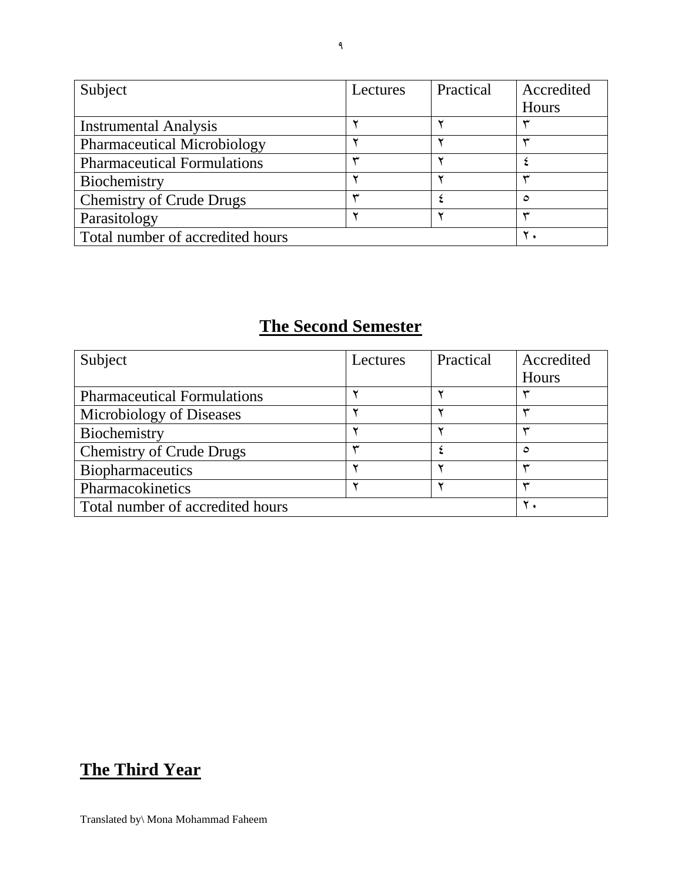| Subject | Lectures | Practical | Accredited Hours |
|---|---|---|---|
| Instrumental Analysis | ٢ | ٢ | ٣ |
| Pharmaceutical Microbiology | ٢ | ٢ | ٣ |
| Pharmaceutical Formulations | ٣ | ٢ | ٤ |
| Biochemistry | ٢ | ٢ | ٣ |
| Chemistry of Crude Drugs | ٣ | ٤ | ٥ |
| Parasitology | ٢ | ٢ | ٣ |
| Total number of accredited hours | | | ٢٠ |

## The Second Semester

| Subject | Lectures | Practical | Accredited Hours |
|---|---|---|---|
| Pharmaceutical Formulations | ٢ | ٢ | ٣ |
| Microbiology of Diseases | ٢ | ٢ | ٣ |
| Biochemistry | ٢ | ٢ | ٣ |
| Chemistry of Crude Drugs | ٣ | ٤ | ٥ |
| Biopharmaceutics | ٢ | ٢ | ٣ |
| Pharmacokinetics | ٢ | ٢ | ٣ |
| Total number of accredited hours | | | ٢٠ |

## The Third Year

Translated by\ Mona Mohammad Faheem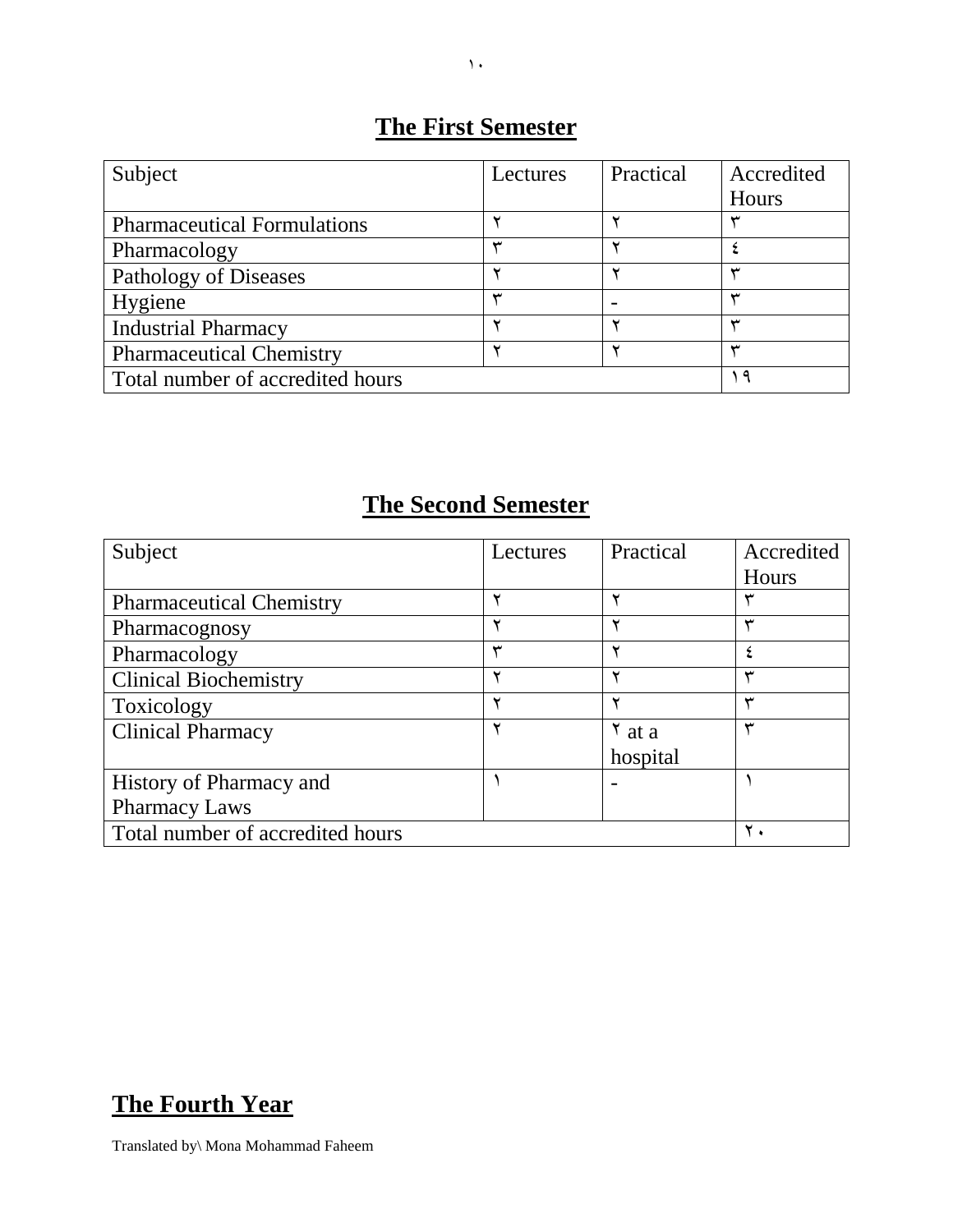## The First Semester

| Subject | Lectures | Practical | Accredited Hours |
| --- | --- | --- | --- |
| Pharmaceutical Formulations | ٢ | ٢ | ٣ |
| Pharmacology | ٣ | ٢ | ٤ |
| Pathology of Diseases | ٢ | ٢ | ٣ |
| Hygiene | ٣ | - | ٣ |
| Industrial Pharmacy | ٢ | ٢ | ٣ |
| Pharmaceutical Chemistry | ٢ | ٢ | ٣ |
| Total number of accredited hours | | | ١٩ |

## The Second Semester

| Subject | Lectures | Practical | Accredited Hours |
| --- | --- | --- | --- |
| Pharmaceutical Chemistry | ٢ | ٢ | ٣ |
| Pharmacognosy | ٢ | ٢ | ٣ |
| Pharmacology | ٣ | ٢ | ٤ |
| Clinical Biochemistry | ٢ | ٢ | ٣ |
| Toxicology | ٢ | ٢ | ٣ |
| Clinical Pharmacy | ٢ | ٢ at a hospital | ٣ |
| History of Pharmacy and Pharmacy Laws | ١ | - | ١ |
| Total number of accredited hours | | | ٢٠ |

## The Fourth Year

Translated by\ Mona Mohammad Faheem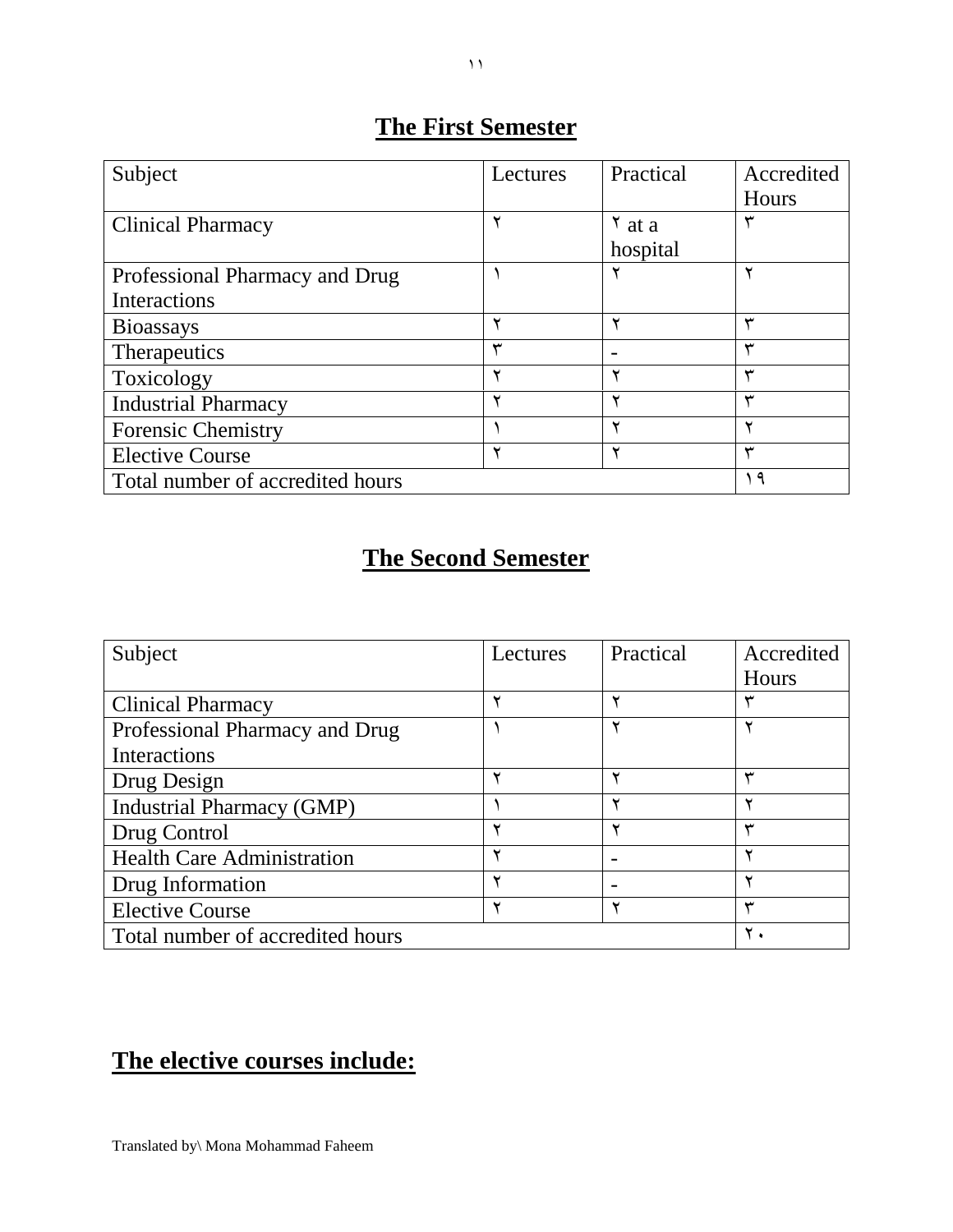## The First Semester

| Subject | Lectures | Practical | Accredited Hours |
|---|---|---|---|
| Clinical Pharmacy | ٢ | ٢ at a hospital | ٣ |
| Professional Pharmacy and Drug Interactions | ١ | ٢ | ٢ |
| Bioassays | ٢ | ٢ | ٣ |
| Therapeutics | ٣ | - | ٣ |
| Toxicology | ٢ | ٢ | ٣ |
| Industrial Pharmacy | ٢ | ٢ | ٣ |
| Forensic Chemistry | ١ | ٢ | ٢ |
| Elective Course | ٢ | ٢ | ٣ |
| Total number of accredited hours | | | ١٩ |

## The Second Semester

| Subject | Lectures | Practical | Accredited Hours |
|---|---|---|---|
| Clinical Pharmacy | ٢ | ٢ | ٣ |
| Professional Pharmacy and Drug Interactions | ١ | ٢ | ٢ |
| Drug Design | ٢ | ٢ | ٣ |
| Industrial Pharmacy (GMP) | ١ | ٢ | ٢ |
| Drug Control | ٢ | ٢ | ٣ |
| Health Care Administration | ٢ | - | ٢ |
| Drug Information | ٢ | - | ٢ |
| Elective Course | ٢ | ٢ | ٣ |
| Total number of accredited hours | | | ٢٠ |

## The elective courses include:

Translated by\ Mona Mohammad Faheem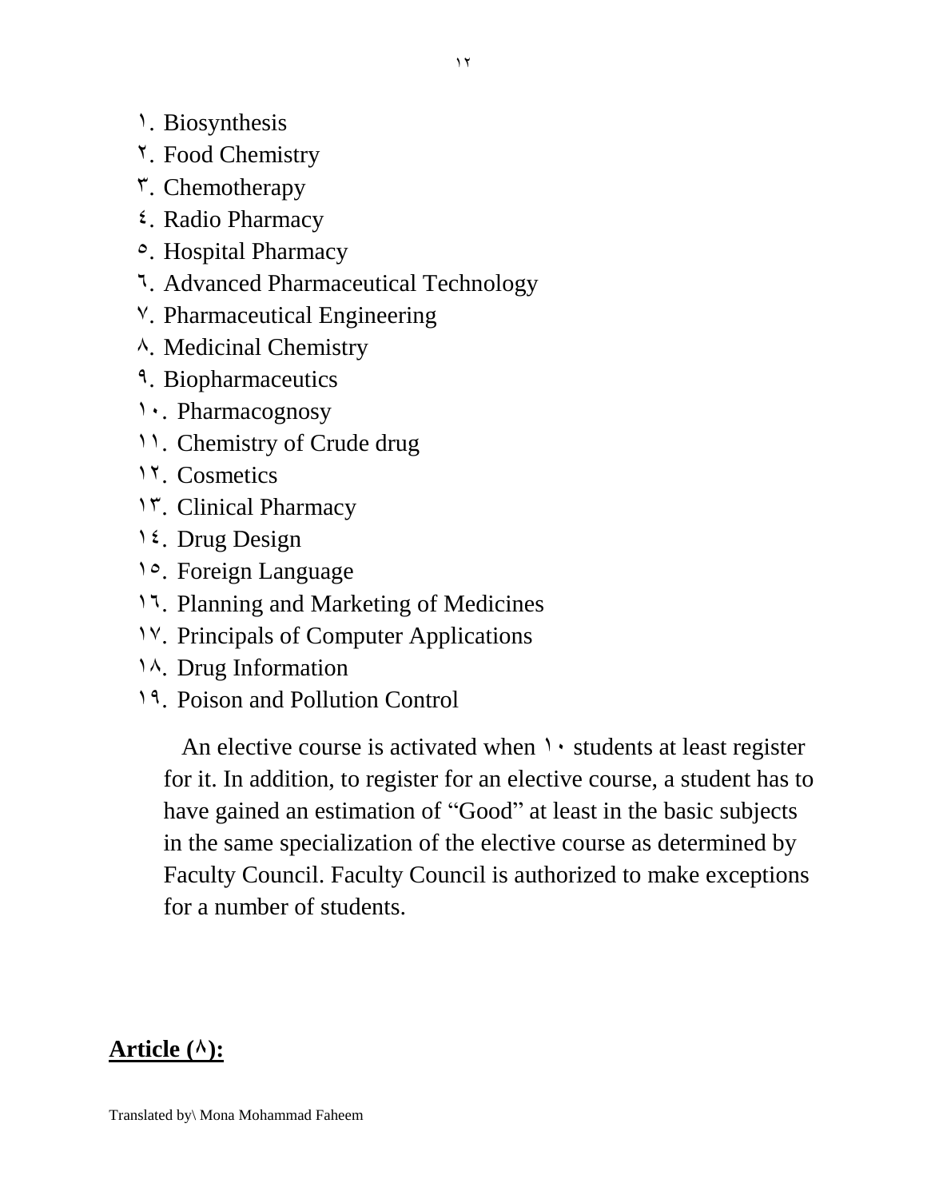١. Biosynthesis
٢. Food Chemistry
٣. Chemotherapy
٤. Radio Pharmacy
٥. Hospital Pharmacy
٦. Advanced Pharmaceutical Technology
٧. Pharmaceutical Engineering
٨. Medicinal Chemistry
٩. Biopharmaceutics
١٠. Pharmacognosy
١١. Chemistry of Crude drug
١٢. Cosmetics
١٣. Clinical Pharmacy
١٤. Drug Design
١٥. Foreign Language
١٦. Planning and Marketing of Medicines
١٧. Principals of Computer Applications
١٨. Drug Information
١٩. Poison and Pollution Control

An elective course is activated when ١٠ students at least register for it. In addition, to register for an elective course, a student has to have gained an estimation of "Good" at least in the basic subjects in the same specialization of the elective course as determined by Faculty Council. Faculty Council is authorized to make exceptions for a number of students.

## **Article (٨):**

Translated by\ Mona Mohammad Faheem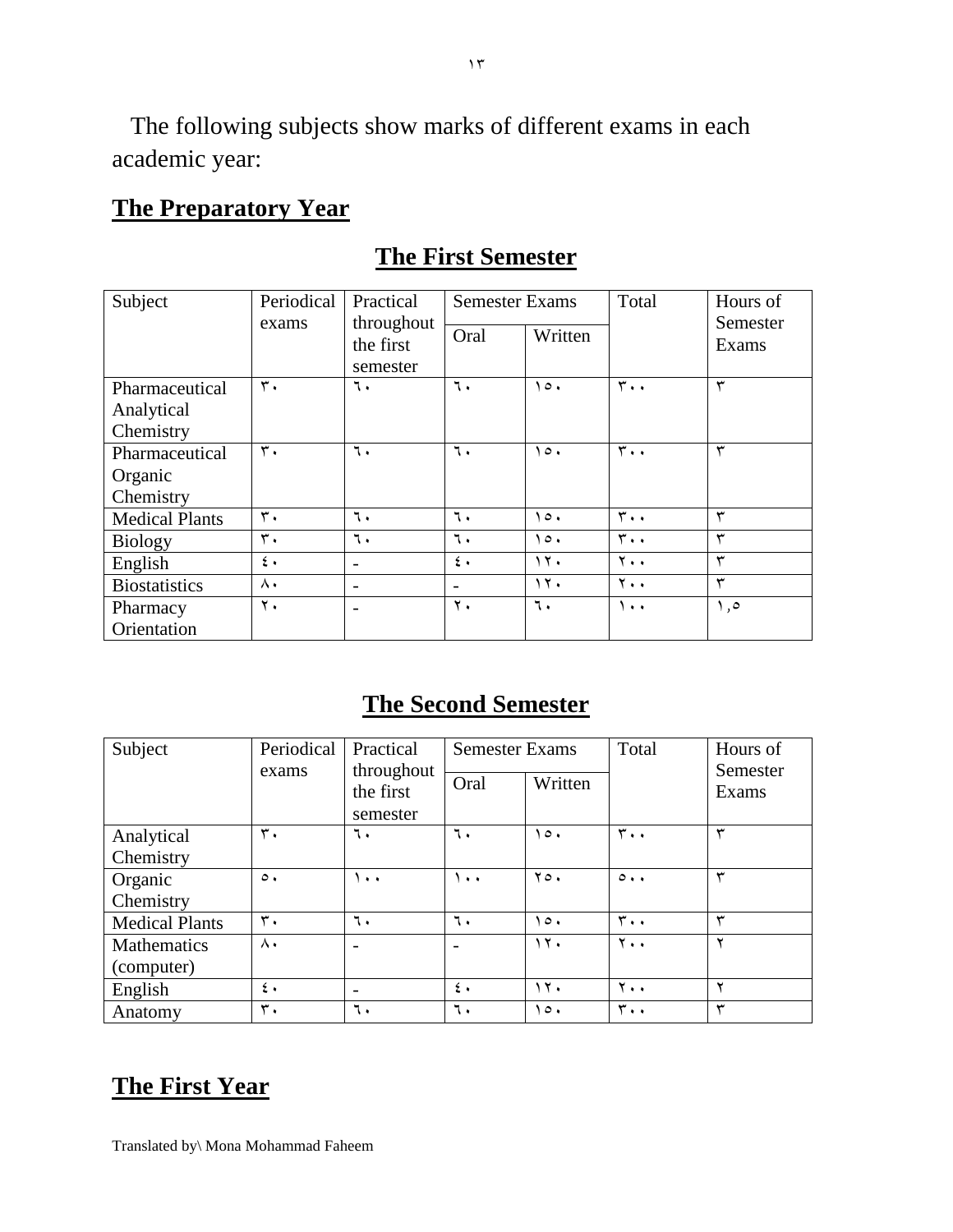The following subjects show marks of different exams in each academic year:

## **The Preparatory Year**

### **The First Semester**

| Subject | Periodical exams | Practical throughout the first semester | Semester Exams | | Total | Hours of Semester Exams |
|---|---|---|---|---|---|---|
| | | | Oral | Written | | |
| Pharmaceutical Analytical Chemistry | ٣٠ | ٦٠ | ٦٠ | ١٥٠ | ٣٠٠ | ٣ |
| Pharmaceutical Organic Chemistry | ٣٠ | ٦٠ | ٦٠ | ١٥٠ | ٣٠٠ | ٣ |
| Medical Plants | ٣٠ | ٦٠ | ٦٠ | ١٥٠ | ٣٠٠ | ٣ |
| Biology | ٣٠ | ٦٠ | ٦٠ | ١٥٠ | ٣٠٠ | ٣ |
| English | ٤٠ | - | ٤٠ | ١٢٠ | ٢٠٠ | ٣ |
| Biostatistics | ٨٠ | - | - | ١٢٠ | ٢٠٠ | ٣ |
| Pharmacy Orientation | ٢٠ | - | ٢٠ | ٦٠ | ١٠٠ | ١,٥ |

### **The Second Semester**

| Subject | Periodical exams | Practical throughout the first semester | Semester Exams | | Total | Hours of Semester Exams |
|---|---|---|---|---|---|---|
| | | | Oral | Written | | |
| Analytical Chemistry | ٣٠ | ٦٠ | ٦٠ | ١٥٠ | ٣٠٠ | ٣ |
| Organic Chemistry | ٥٠ | ١٠٠ | ١٠٠ | ٢٥٠ | ٥٠٠ | ٣ |
| Medical Plants | ٣٠ | ٦٠ | ٦٠ | ١٥٠ | ٣٠٠ | ٣ |
| Mathematics (computer) | ٨٠ | - | - | ١٢٠ | ٢٠٠ | ٢ |
| English | ٤٠ | - | ٤٠ | ١٢٠ | ٢٠٠ | ٢ |
| Anatomy | ٣٠ | ٦٠ | ٦٠ | ١٥٠ | ٣٠٠ | ٣ |

## **The First Year**

Translated by\ Mona Mohammad Faheem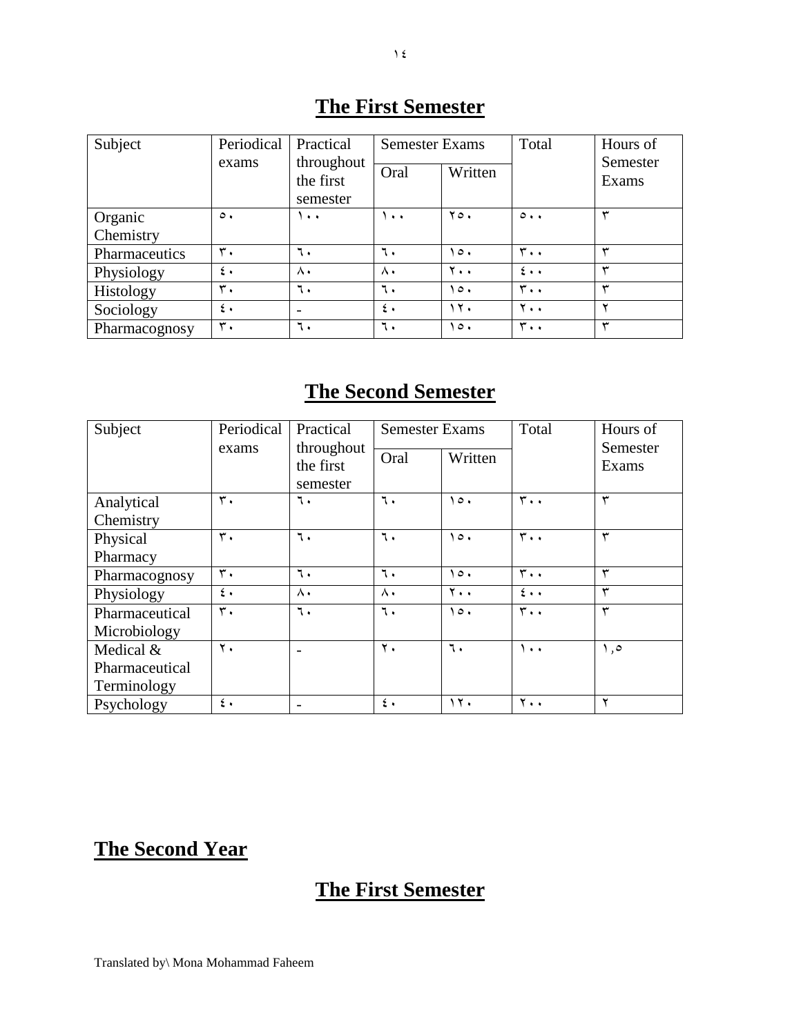## The First Semester

| Subject | Periodical exams | Practical throughout the first semester | Semester Exams | | Total | Hours of Semester Exams |
|---|---|---|---|---|---|---|
| | | | Oral | Written | | |
| Organic Chemistry | ٥٠ | ١٠٠ | ١٠٠ | ٢٥٠ | ٥٠٠ | ٣ |
| Pharmaceutics | ٣٠ | ٦٠ | ٦٠ | ١٥٠ | ٣٠٠ | ٣ |
| Physiology | ٤٠ | ٨٠ | ٨٠ | ٢٠٠ | ٤٠٠ | ٣ |
| Histology | ٣٠ | ٦٠ | ٦٠ | ١٥٠ | ٣٠٠ | ٣ |
| Sociology | ٤٠ | - | ٤٠ | ١٢٠ | ٢٠٠ | ٢ |
| Pharmacognosy | ٣٠ | ٦٠ | ٦٠ | ١٥٠ | ٣٠٠ | ٣ |

## The Second Semester

| Subject | Periodical exams | Practical throughout the first semester | Semester Exams | | Total | Hours of Semester Exams |
|---|---|---|---|---|---|---|
| | | | Oral | Written | | |
| Analytical Chemistry | ٣٠ | ٦٠ | ٦٠ | ١٥٠ | ٣٠٠ | ٣ |
| Physical Pharmacy | ٣٠ | ٦٠ | ٦٠ | ١٥٠ | ٣٠٠ | ٣ |
| Pharmacognosy | ٣٠ | ٦٠ | ٦٠ | ١٥٠ | ٣٠٠ | ٣ |
| Physiology | ٤٠ | ٨٠ | ٨٠ | ٢٠٠ | ٤٠٠ | ٣ |
| Pharmaceutical Microbiology | ٣٠ | ٦٠ | ٦٠ | ١٥٠ | ٣٠٠ | ٣ |
| Medical & Pharmaceutical Terminology | ٢٠ | - | ٢٠ | ٦٠ | ١٠٠ | ١,٥ |
| Psychology | ٤٠ | - | ٤٠ | ١٢٠ | ٢٠٠ | ٢ |

# The Second Year

## The First Semester

Translated by\ Mona Mohammad Faheem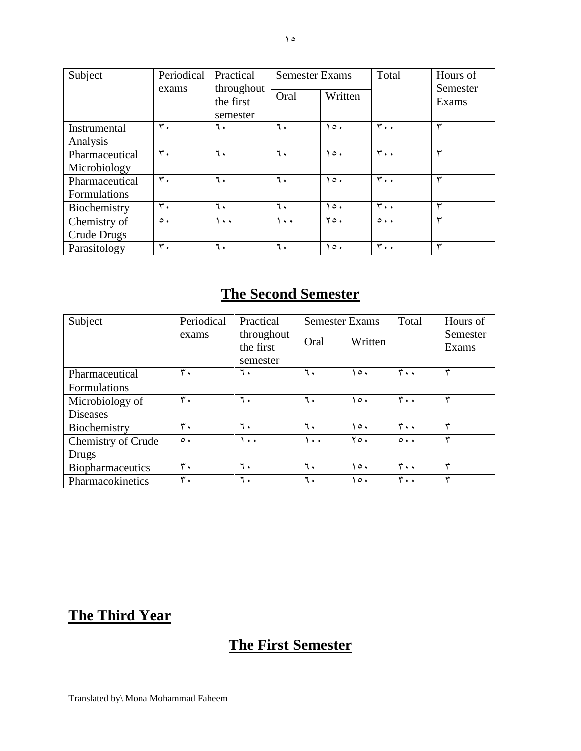| Subject | Periodical exams | Practical throughout the first semester | Semester Exams | | Total | Hours of Semester Exams |
|---|---|---|---|---|---|---|
| | | | Oral | Written | | |
| Instrumental Analysis | ٣٠ | ٦٠ | ٦٠ | ١٥٠ | ٣٠٠ | ٣ |
| Pharmaceutical Microbiology | ٣٠ | ٦٠ | ٦٠ | ١٥٠ | ٣٠٠ | ٣ |
| Pharmaceutical Formulations | ٣٠ | ٦٠ | ٦٠ | ١٥٠ | ٣٠٠ | ٣ |
| Biochemistry | ٣٠ | ٦٠ | ٦٠ | ١٥٠ | ٣٠٠ | ٣ |
| Chemistry of Crude Drugs | ٥٠ | ١٠٠ | ١٠٠ | ٢٥٠ | ٥٠٠ | ٣ |
| Parasitology | ٣٠ | ٦٠ | ٦٠ | ١٥٠ | ٣٠٠ | ٣ |

## The Second Semester

| Subject | Periodical exams | Practical throughout the first semester | Semester Exams | | Total | Hours of Semester Exams |
|---|---|---|---|---|---|---|
| | | | Oral | Written | | |
| Pharmaceutical Formulations | ٣٠ | ٦٠ | ٦٠ | ١٥٠ | ٣٠٠ | ٣ |
| Microbiology of Diseases | ٣٠ | ٦٠ | ٦٠ | ١٥٠ | ٣٠٠ | ٣ |
| Biochemistry | ٣٠ | ٦٠ | ٦٠ | ١٥٠ | ٣٠٠ | ٣ |
| Chemistry of Crude Drugs | ٥٠ | ١٠٠ | ١٠٠ | ٢٥٠ | ٥٠٠ | ٣ |
| Biopharmaceutics | ٣٠ | ٦٠ | ٦٠ | ١٥٠ | ٣٠٠ | ٣ |
| Pharmacokinetics | ٣٠ | ٦٠ | ٦٠ | ١٥٠ | ٣٠٠ | ٣ |

# The Third Year

## The First Semester

Translated by\ Mona Mohammad Faheem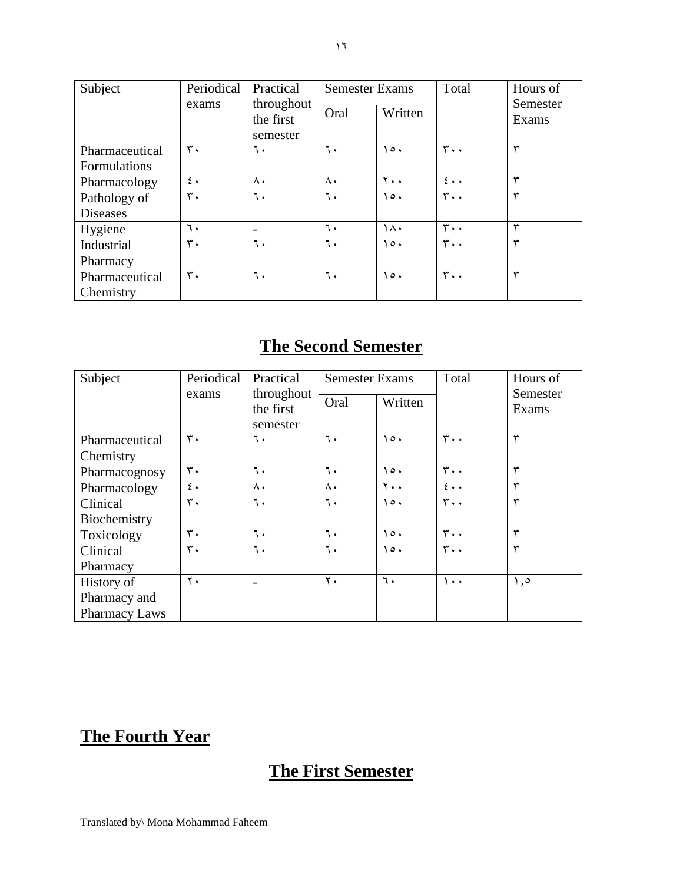| Subject | Periodical exams | Practical throughout the first semester | Semester Exams | | Total | Hours of Semester Exams |
|---|---|---|---|---|---|---|
| | | | Oral | Written | | |
| Pharmaceutical Formulations | ٣٠ | ٦٠ | ٦٠ | ١٥٠ | ٣٠٠ | ٣ |
| Pharmacology | ٤٠ | ٨٠ | ٨٠ | ٢٠٠ | ٤٠٠ | ٣ |
| Pathology of Diseases | ٣٠ | ٦٠ | ٦٠ | ١٥٠ | ٣٠٠ | ٣ |
| Hygiene | ٦٠ | - | ٦٠ | ١٨٠ | ٣٠٠ | ٣ |
| Industrial Pharmacy | ٣٠ | ٦٠ | ٦٠ | ١٥٠ | ٣٠٠ | ٣ |
| Pharmaceutical Chemistry | ٣٠ | ٦٠ | ٦٠ | ١٥٠ | ٣٠٠ | ٣ |

## The Second Semester

| Subject | Periodical exams | Practical throughout the first semester | Semester Exams | | Total | Hours of Semester Exams |
|---|---|---|---|---|---|---|
| | | | Oral | Written | | |
| Pharmaceutical Chemistry | ٣٠ | ٦٠ | ٦٠ | ١٥٠ | ٣٠٠ | ٣ |
| Pharmacognosy | ٣٠ | ٦٠ | ٦٠ | ١٥٠ | ٣٠٠ | ٣ |
| Pharmacology | ٤٠ | ٨٠ | ٨٠ | ٢٠٠ | ٤٠٠ | ٣ |
| Clinical Biochemistry | ٣٠ | ٦٠ | ٦٠ | ١٥٠ | ٣٠٠ | ٣ |
| Toxicology | ٣٠ | ٦٠ | ٦٠ | ١٥٠ | ٣٠٠ | ٣ |
| Clinical Pharmacy | ٣٠ | ٦٠ | ٦٠ | ١٥٠ | ٣٠٠ | ٣ |
| History of Pharmacy and Pharmacy Laws | ٢٠ | - | ٢٠ | ٦٠ | ١٠٠ | ١,٥ |

# The Fourth Year

## The First Semester

Translated by\ Mona Mohammad Faheem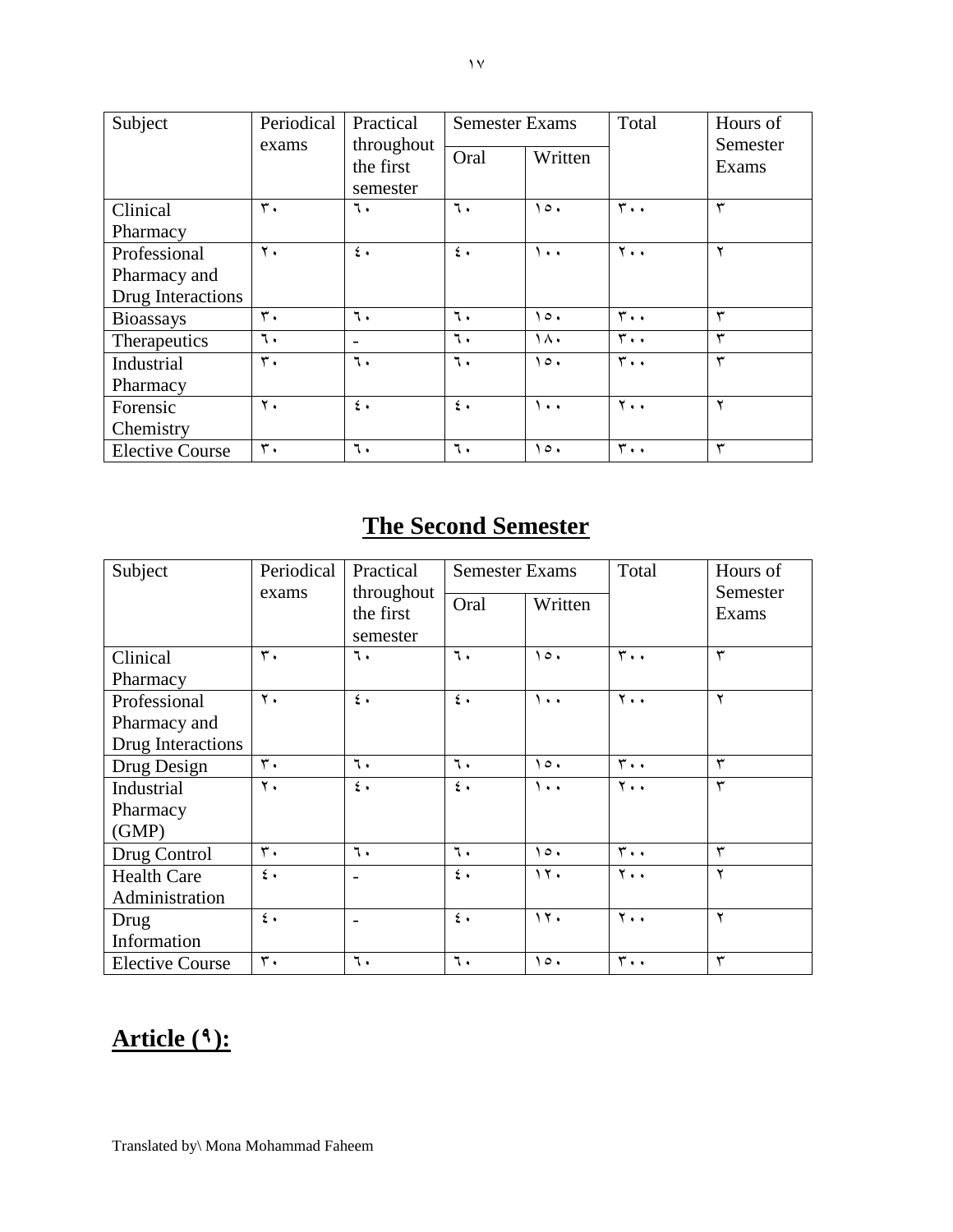| Subject | Periodical exams | Practical throughout the first semester | Semester Exams | | Total | Hours of Semester Exams |
|---|---|---|---|---|---|---|
| | | | Oral | Written | | |
| Clinical Pharmacy | ٣٠ | ٦٠ | ٦٠ | ١٥٠ | ٣٠٠ | ٣ |
| Professional Pharmacy and Drug Interactions | ٢٠ | ٤٠ | ٤٠ | ١٠٠ | ٢٠٠ | ٢ |
| Bioassays | ٣٠ | ٦٠ | ٦٠ | ١٥٠ | ٣٠٠ | ٣ |
| Therapeutics | ٦٠ | - | ٦٠ | ١٨٠ | ٣٠٠ | ٣ |
| Industrial Pharmacy | ٣٠ | ٦٠ | ٦٠ | ١٥٠ | ٣٠٠ | ٣ |
| Forensic Chemistry | ٢٠ | ٤٠ | ٤٠ | ١٠٠ | ٢٠٠ | ٢ |
| Elective Course | ٣٠ | ٦٠ | ٦٠ | ١٥٠ | ٣٠٠ | ٣ |

## The Second Semester

| Subject | Periodical exams | Practical throughout the first semester | Semester Exams | | Total | Hours of Semester Exams |
|---|---|---|---|---|---|---|
| | | | Oral | Written | | |
| Clinical Pharmacy | ٣٠ | ٦٠ | ٦٠ | ١٥٠ | ٣٠٠ | ٣ |
| Professional Pharmacy and Drug Interactions | ٢٠ | ٤٠ | ٤٠ | ١٠٠ | ٢٠٠ | ٢ |
| Drug Design | ٣٠ | ٦٠ | ٦٠ | ١٥٠ | ٣٠٠ | ٣ |
| Industrial Pharmacy (GMP) | ٢٠ | ٤٠ | ٤٠ | ١٠٠ | ٢٠٠ | ٣ |
| Drug Control | ٣٠ | ٦٠ | ٦٠ | ١٥٠ | ٣٠٠ | ٣ |
| Health Care Administration | ٤٠ | - | ٤٠ | ١٢٠ | ٢٠٠ | ٢ |
| Drug Information | ٤٠ | - | ٤٠ | ١٢٠ | ٢٠٠ | ٢ |
| Elective Course | ٣٠ | ٦٠ | ٦٠ | ١٥٠ | ٣٠٠ | ٣ |

## Article (٩):

Translated by\ Mona Mohammad Faheem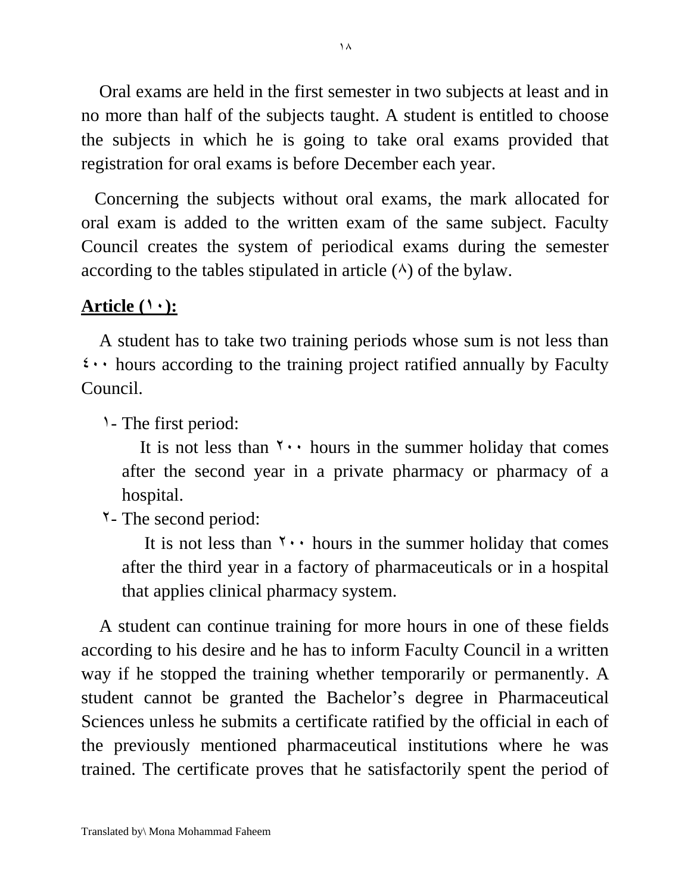Oral exams are held in the first semester in two subjects at least and in no more than half of the subjects taught. A student is entitled to choose the subjects in which he is going to take oral exams provided that registration for oral exams is before December each year.

Concerning the subjects without oral exams, the mark allocated for oral exam is added to the written exam of the same subject. Faculty Council creates the system of periodical exams during the semester according to the tables stipulated in article (٨) of the bylaw.

**Article (١٠):**

A student has to take two training periods whose sum is not less than ٤٠٠ hours according to the training project ratified annually by Faculty Council.

١- The first period:

It is not less than ٢٠٠ hours in the summer holiday that comes after the second year in a private pharmacy or pharmacy of a hospital.

٢- The second period:

It is not less than ٢٠٠ hours in the summer holiday that comes after the third year in a factory of pharmaceuticals or in a hospital that applies clinical pharmacy system.

A student can continue training for more hours in one of these fields according to his desire and he has to inform Faculty Council in a written way if he stopped the training whether temporarily or permanently. A student cannot be granted the Bachelor's degree in Pharmaceutical Sciences unless he submits a certificate ratified by the official in each of the previously mentioned pharmaceutical institutions where he was trained. The certificate proves that he satisfactorily spent the period of

Translated by\ Mona Mohammad Faheem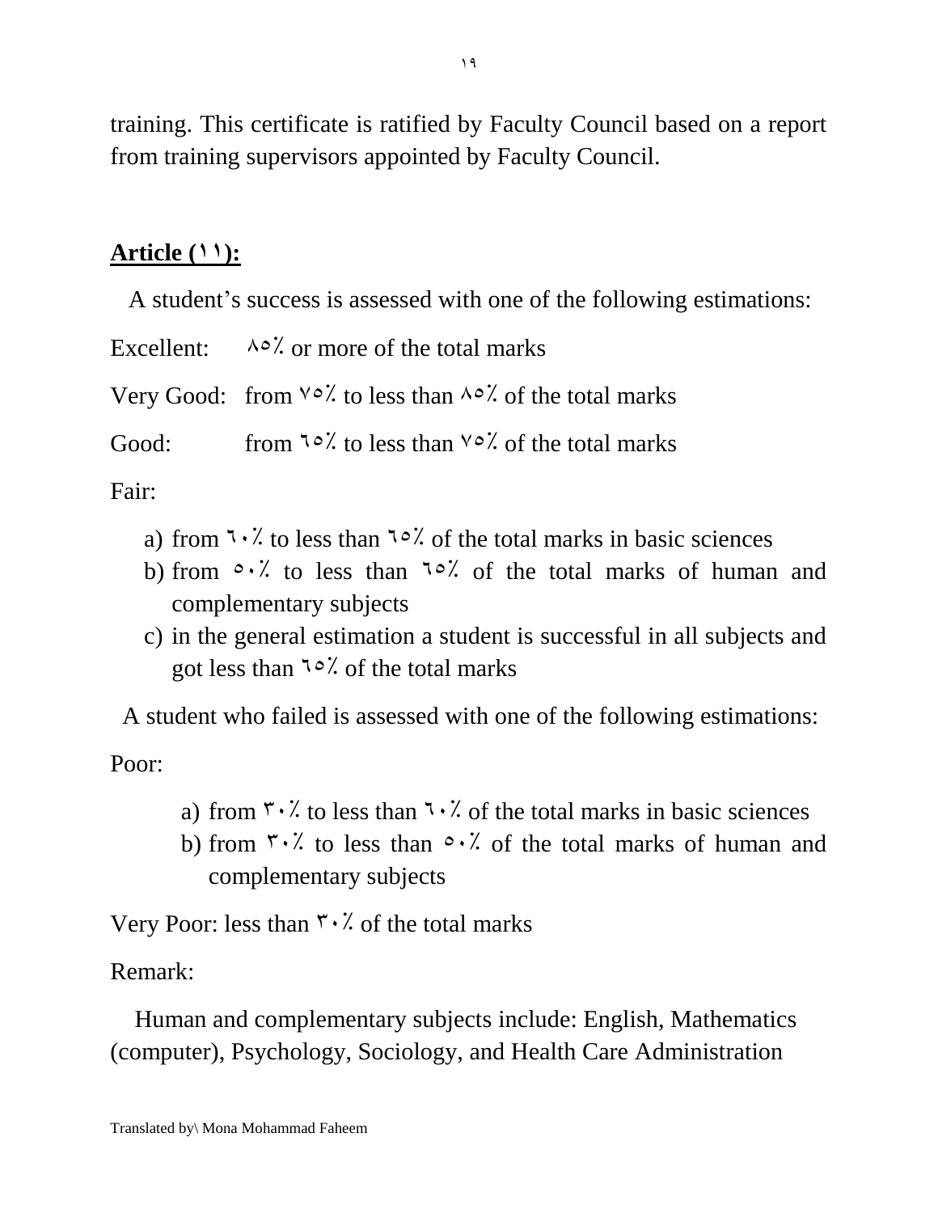training. This certificate is ratified by Faculty Council based on a report from training supervisors appointed by Faculty Council.

## **Article (١١):**

A student's success is assessed with one of the following estimations:

Excellent: ٨٥٪ or more of the total marks

Very Good: from ٧٥٪ to less than ٨٥٪ of the total marks

Good: from ٦٥٪ to less than ٧٥٪ of the total marks

Fair:

a) from ٦٠٪ to less than ٦٥٪ of the total marks in basic sciences
b) from ٥٠٪ to less than ٦٥٪ of the total marks of human and complementary subjects
c) in the general estimation a student is successful in all subjects and got less than ٦٥٪ of the total marks

A student who failed is assessed with one of the following estimations:

Poor:

a) from ٣٠٪ to less than ٦٠٪ of the total marks in basic sciences
b) from ٣٠٪ to less than ٥٠٪ of the total marks of human and complementary subjects

Very Poor: less than ٣٠٪ of the total marks

Remark:

Human and complementary subjects include: English, Mathematics (computer), Psychology, Sociology, and Health Care Administration

Translated by\ Mona Mohammad Faheem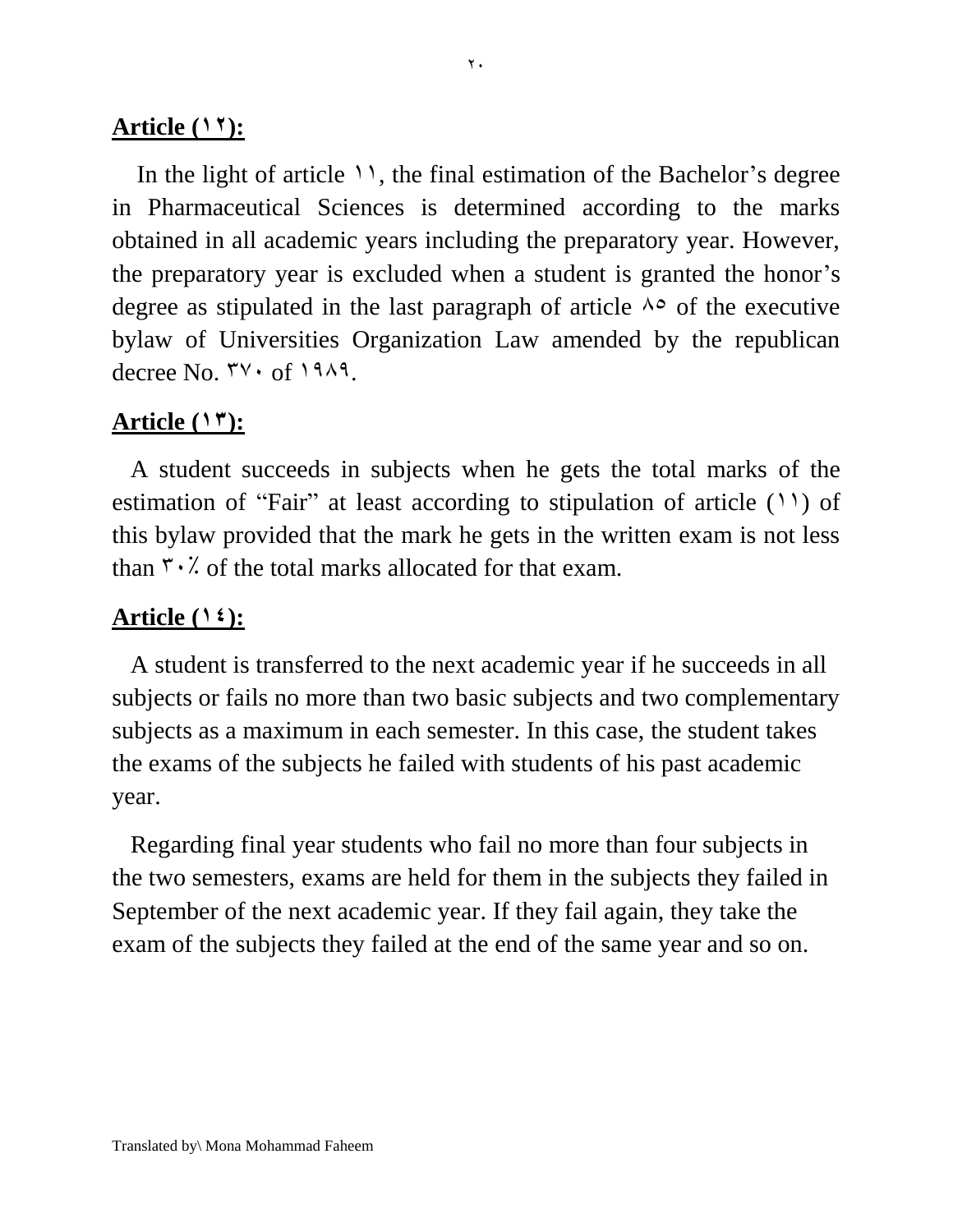**Article (١٢):**

In the light of article ١١, the final estimation of the Bachelor's degree in Pharmaceutical Sciences is determined according to the marks obtained in all academic years including the preparatory year. However, the preparatory year is excluded when a student is granted the honor's degree as stipulated in the last paragraph of article ٨٥ of the executive bylaw of Universities Organization Law amended by the republican decree No. ٣٧٠ of ١٩٨٩.

**Article (١٣):**

A student succeeds in subjects when he gets the total marks of the estimation of "Fair" at least according to stipulation of article (١١) of this bylaw provided that the mark he gets in the written exam is not less than ٣٠٪ of the total marks allocated for that exam.

**Article (١٤):**

A student is transferred to the next academic year if he succeeds in all subjects or fails no more than two basic subjects and two complementary subjects as a maximum in each semester. In this case, the student takes the exams of the subjects he failed with students of his past academic year.

Regarding final year students who fail no more than four subjects in the two semesters, exams are held for them in the subjects they failed in September of the next academic year. If they fail again, they take the exam of the subjects they failed at the end of the same year and so on.

Translated by\ Mona Mohammad Faheem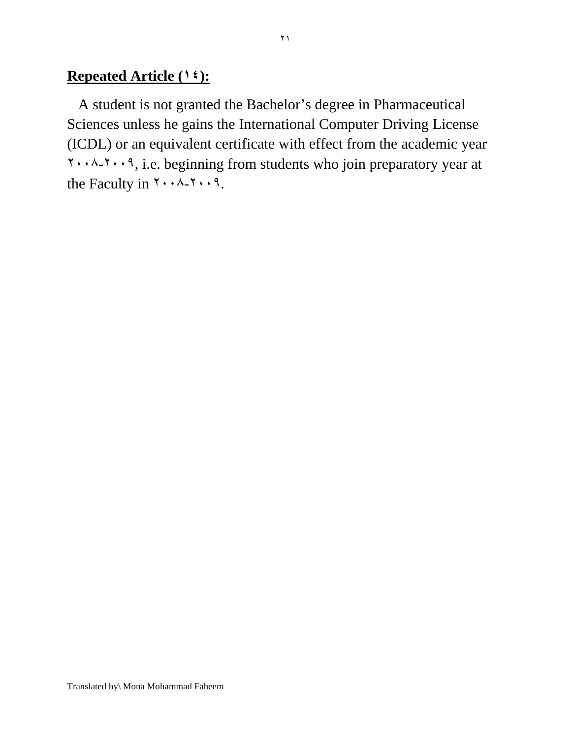**<u>Repeated Article (١٤):</u>**

A student is not granted the Bachelor's degree in Pharmaceutical Sciences unless he gains the International Computer Driving License (ICDL) or an equivalent certificate with effect from the academic year ٢٠٠٨-٢٠٠٩, i.e. beginning from students who join preparatory year at the Faculty in ٢٠٠٨-٢٠٠٩.

Translated by\ Mona Mohammad Faheem